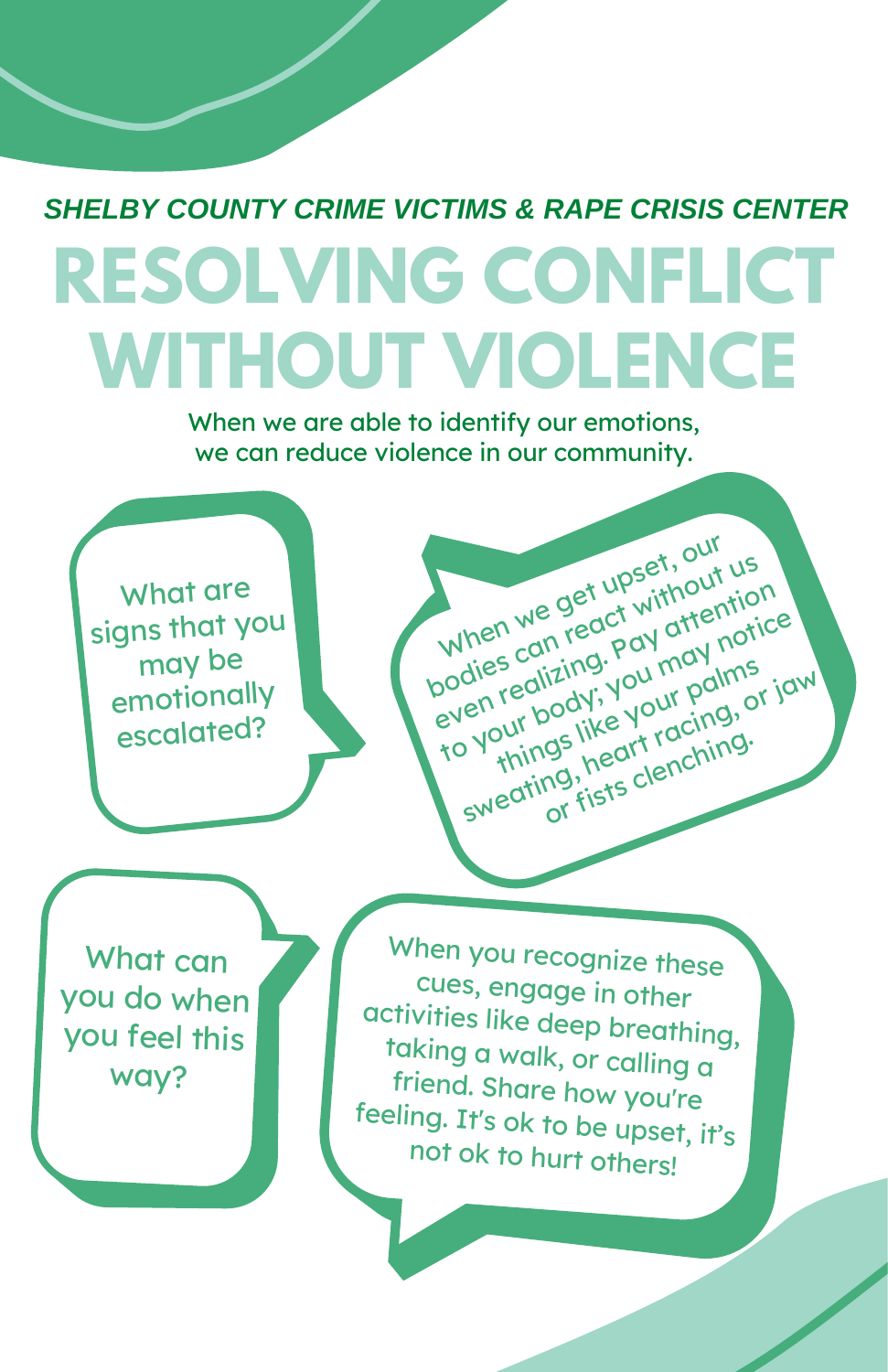*SHELBY COUNTY CRIME VICTIMS & RAPE CRISIS CENTER*

# RESOLVING CONFLICT WITHOUT VIOLENCE

When we are able to identify our emotions, we can reduce violence in our community.

What are signs that you may be emotionally escalated?

When we get upset, our bodies can react without us even realizing. Pay attention to your body; you may notice things like your palms sweating, heart racing, or jaw or fists clenching.

What can you do when you feel this way?

When you recognize these cues, engage in other activities like deep breathing, taking a walk, or calling a friend. Share how you're feeling. It's ok to be upset, it's not ok to hurt others!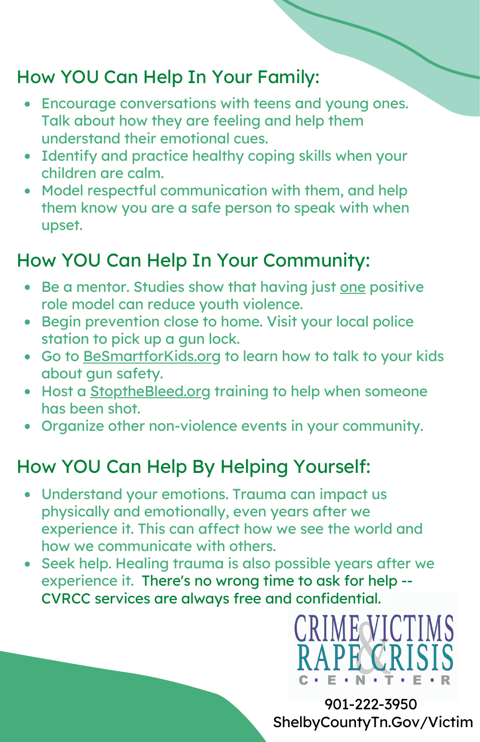## How YOU Can Help In Your Family:

- Encourage conversations with teens and young ones. Talk about how they are feeling and help them understand their emotional cues.
- Identify and practice healthy coping skills when your children are calm.
- Model respectful communication with them, and help them know you are a safe person to speak with when upset.

## How YOU Can Help In Your Community:

- Be a mentor. Studies show that having just one positive role model can reduce youth violence.
- Begin prevention close to home. Visit your local police station to pick up a gun lock.
- Go to BeSmartforKids.org to learn how to talk to your kids about gun safety.
- Host a StoptheBleed.org training to help when someone has been shot.
- Organize other non-violence events in your community.

## How YOU Can Help By Helping Yourself:

- Understand your emotions. Trauma can impact us physically and emotionally, even years after we experience it. This can affect how we see the world and how we communicate with others.
- Seek help. Healing trauma is also possible years after we experience it. There's no wrong time to ask for help -- CVRCC services are always free and confidential.

CRIME VICTIMS & RAPE CRISIS CENTER

901-222-3950
ShelbyCountyTn.Gov/Victim